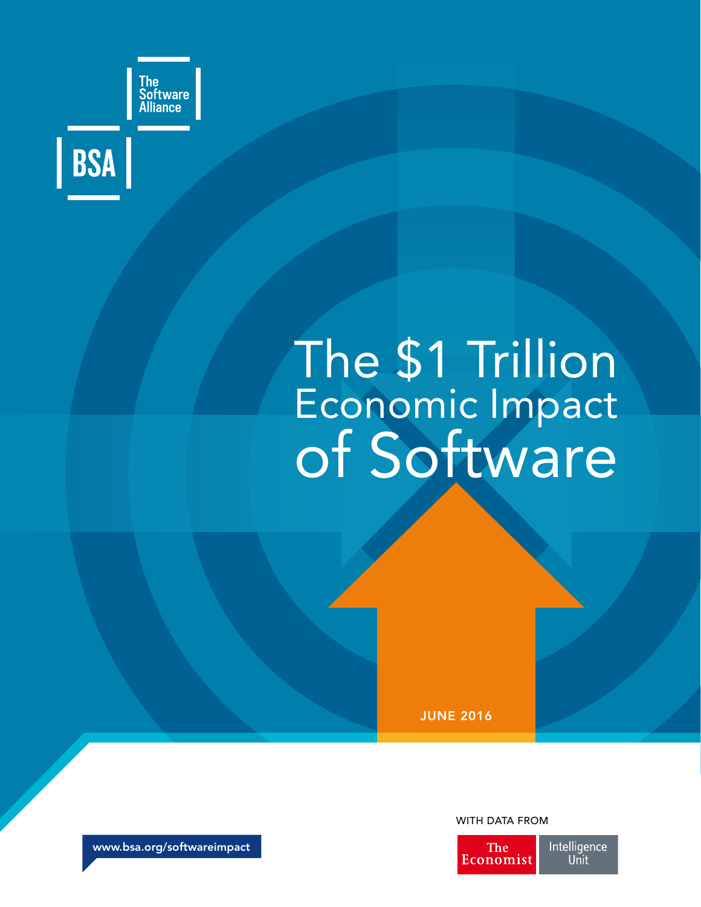The Software Alliance

BSA

# The $1 Trillion Economic Impact of Software

JUNE 2016

www.bsa.org/softwareimpact

WITH DATA FROM

The Economist Intelligence Unit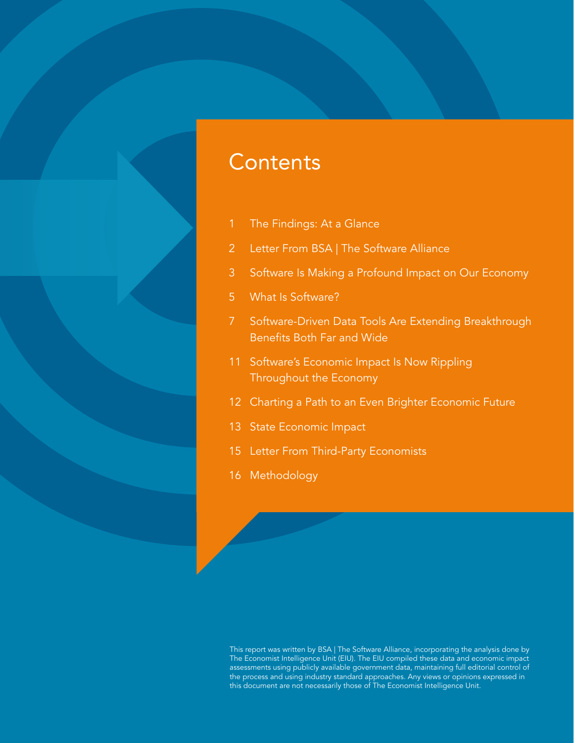# Contents

1 The Findings: At a Glance

2 Letter From BSA | The Software Alliance

3 Software Is Making a Profound Impact on Our Economy

5 What Is Software?

7 Software-Driven Data Tools Are Extending Breakthrough Benefits Both Far and Wide

11 Software's Economic Impact Is Now Rippling Throughout the Economy

12 Charting a Path to an Even Brighter Economic Future

13 State Economic Impact

15 Letter From Third-Party Economists

16 Methodology

This report was written by BSA | The Software Alliance, incorporating the analysis done by The Economist Intelligence Unit (EIU). The EIU compiled these data and economic impact assessments using publicly available government data, maintaining full editorial control of the process and using industry standard approaches. Any views or opinions expressed in this document are not necessarily those of The Economist Intelligence Unit.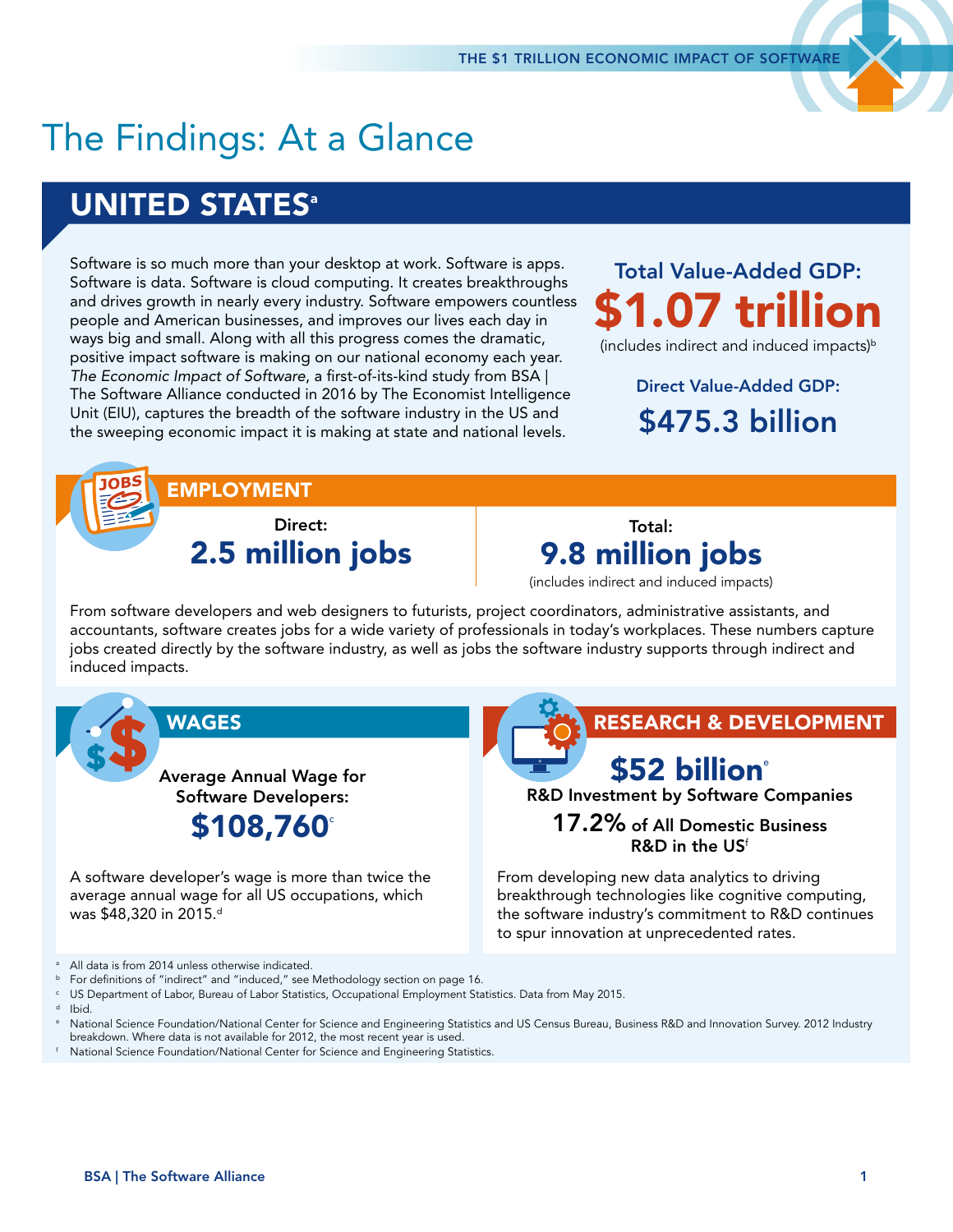# The Findings: At a Glance

## UNITED STATES[a]

Software is so much more than your desktop at work. Software is apps. Software is data. Software is cloud computing. It creates breakthroughs and drives growth in nearly every industry. Software empowers countless people and American businesses, and improves our lives each day in ways big and small. Along with all this progress comes the dramatic, positive impact software is making on our national economy each year. *The Economic Impact of Software*, a first-of-its-kind study from BSA | The Software Alliance conducted in 2016 by The Economist Intelligence Unit (EIU), captures the breadth of the software industry in the US and the sweeping economic impact it is making at state and national levels.

**Total Value-Added GDP:**

**$1.07 trillion**

(includes indirect and induced impacts)[b]

**Direct Value-Added GDP:**

**$475.3 billion**

### EMPLOYMENT

**Direct:**

**2.5 million jobs**

**Total:**

**9.8 million jobs**

(includes indirect and induced impacts)

From software developers and web designers to futurists, project coordinators, administrative assistants, and accountants, software creates jobs for a wide variety of professionals in today's workplaces. These numbers capture jobs created directly by the software industry, as well as jobs the software industry supports through indirect and induced impacts.

### WAGES

**Average Annual Wage for Software Developers:**

**$108,760**[c]

A software developer's wage is more than twice the average annual wage for all US occupations, which was $48,320 in 2015.[d]

### RESEARCH & DEVELOPMENT

**$52 billion**[e]

**R&D Investment by Software Companies**

**17.2% of All Domestic Business R&D in the US**[f]

From developing new data analytics to driving breakthrough technologies like cognitive computing, the software industry's commitment to R&D continues to spur innovation at unprecedented rates.

---

[a] All data is from 2014 unless otherwise indicated.
[b] For definitions of "indirect" and "induced," see Methodology section on page 16.
[c] US Department of Labor, Bureau of Labor Statistics, Occupational Employment Statistics. Data from May 2015.
[d] Ibid.
[e] National Science Foundation/National Center for Science and Engineering Statistics and US Census Bureau, Business R&D and Innovation Survey. 2012 Industry breakdown. Where data is not available for 2012, the most recent year is used.
[f] National Science Foundation/National Center for Science and Engineering Statistics.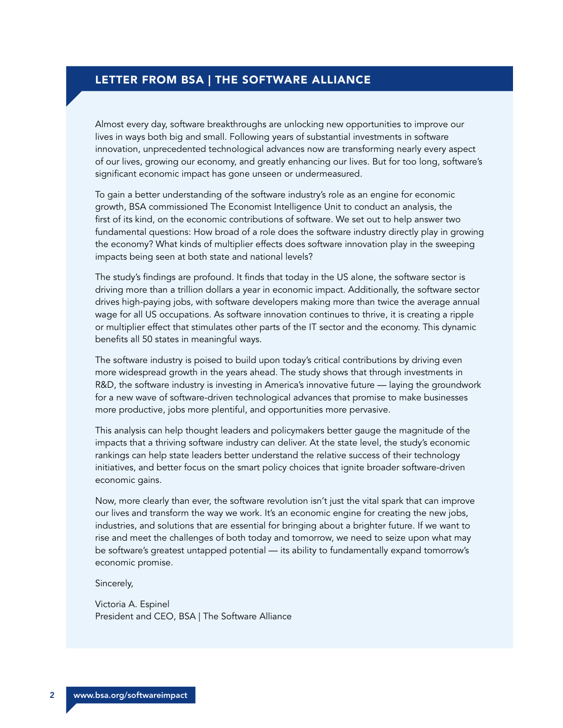## LETTER FROM BSA | THE SOFTWARE ALLIANCE

Almost every day, software breakthroughs are unlocking new opportunities to improve our lives in ways both big and small. Following years of substantial investments in software innovation, unprecedented technological advances now are transforming nearly every aspect of our lives, growing our economy, and greatly enhancing our lives. But for too long, software's significant economic impact has gone unseen or undermeasured.

To gain a better understanding of the software industry's role as an engine for economic growth, BSA commissioned The Economist Intelligence Unit to conduct an analysis, the first of its kind, on the economic contributions of software. We set out to help answer two fundamental questions: How broad of a role does the software industry directly play in growing the economy? What kinds of multiplier effects does software innovation play in the sweeping impacts being seen at both state and national levels?

The study's findings are profound. It finds that today in the US alone, the software sector is driving more than a trillion dollars a year in economic impact. Additionally, the software sector drives high-paying jobs, with software developers making more than twice the average annual wage for all US occupations. As software innovation continues to thrive, it is creating a ripple or multiplier effect that stimulates other parts of the IT sector and the economy. This dynamic benefits all 50 states in meaningful ways.

The software industry is poised to build upon today's critical contributions by driving even more widespread growth in the years ahead. The study shows that through investments in R&D, the software industry is investing in America's innovative future — laying the groundwork for a new wave of software-driven technological advances that promise to make businesses more productive, jobs more plentiful, and opportunities more pervasive.

This analysis can help thought leaders and policymakers better gauge the magnitude of the impacts that a thriving software industry can deliver. At the state level, the study's economic rankings can help state leaders better understand the relative success of their technology initiatives, and better focus on the smart policy choices that ignite broader software-driven economic gains.

Now, more clearly than ever, the software revolution isn't just the vital spark that can improve our lives and transform the way we work. It's an economic engine for creating the new jobs, industries, and solutions that are essential for bringing about a brighter future. If we want to rise and meet the challenges of both today and tomorrow, we need to seize upon what may be software's greatest untapped potential — its ability to fundamentally expand tomorrow's economic promise.

Sincerely,

Victoria A. Espinel
President and CEO, BSA | The Software Alliance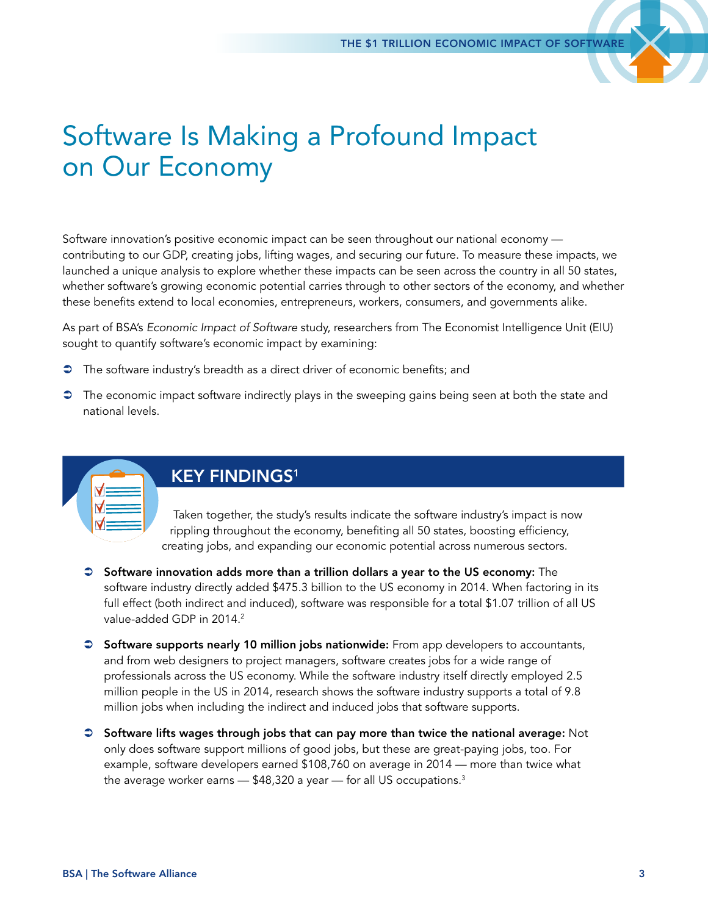# Software Is Making a Profound Impact on Our Economy

Software innovation's positive economic impact can be seen throughout our national economy — contributing to our GDP, creating jobs, lifting wages, and securing our future. To measure these impacts, we launched a unique analysis to explore whether these impacts can be seen across the country in all 50 states, whether software's growing economic potential carries through to other sectors of the economy, and whether these benefits extend to local economies, entrepreneurs, workers, consumers, and governments alike.

As part of BSA's *Economic Impact of Software* study, researchers from The Economist Intelligence Unit (EIU) sought to quantify software's economic impact by examining:

- The software industry's breadth as a direct driver of economic benefits; and
- The economic impact software indirectly plays in the sweeping gains being seen at both the state and national levels.

## KEY FINDINGS[1]

Taken together, the study's results indicate the software industry's impact is now rippling throughout the economy, benefiting all 50 states, boosting efficiency, creating jobs, and expanding our economic potential across numerous sectors.

- **Software innovation adds more than a trillion dollars a year to the US economy:** The software industry directly added $475.3 billion to the US economy in 2014. When factoring in its full effect (both indirect and induced), software was responsible for a total $1.07 trillion of all US value-added GDP in 2014.[2]
- **Software supports nearly 10 million jobs nationwide:** From app developers to accountants, and from web designers to project managers, software creates jobs for a wide range of professionals across the US economy. While the software industry itself directly employed 2.5 million people in the US in 2014, research shows the software industry supports a total of 9.8 million jobs when including the indirect and induced jobs that software supports.
- **Software lifts wages through jobs that can pay more than twice the national average:** Not only does software support millions of good jobs, but these are great-paying jobs, too. For example, software developers earned $108,760 on average in 2014 — more than twice what the average worker earns — $48,320 a year — for all US occupations.[3]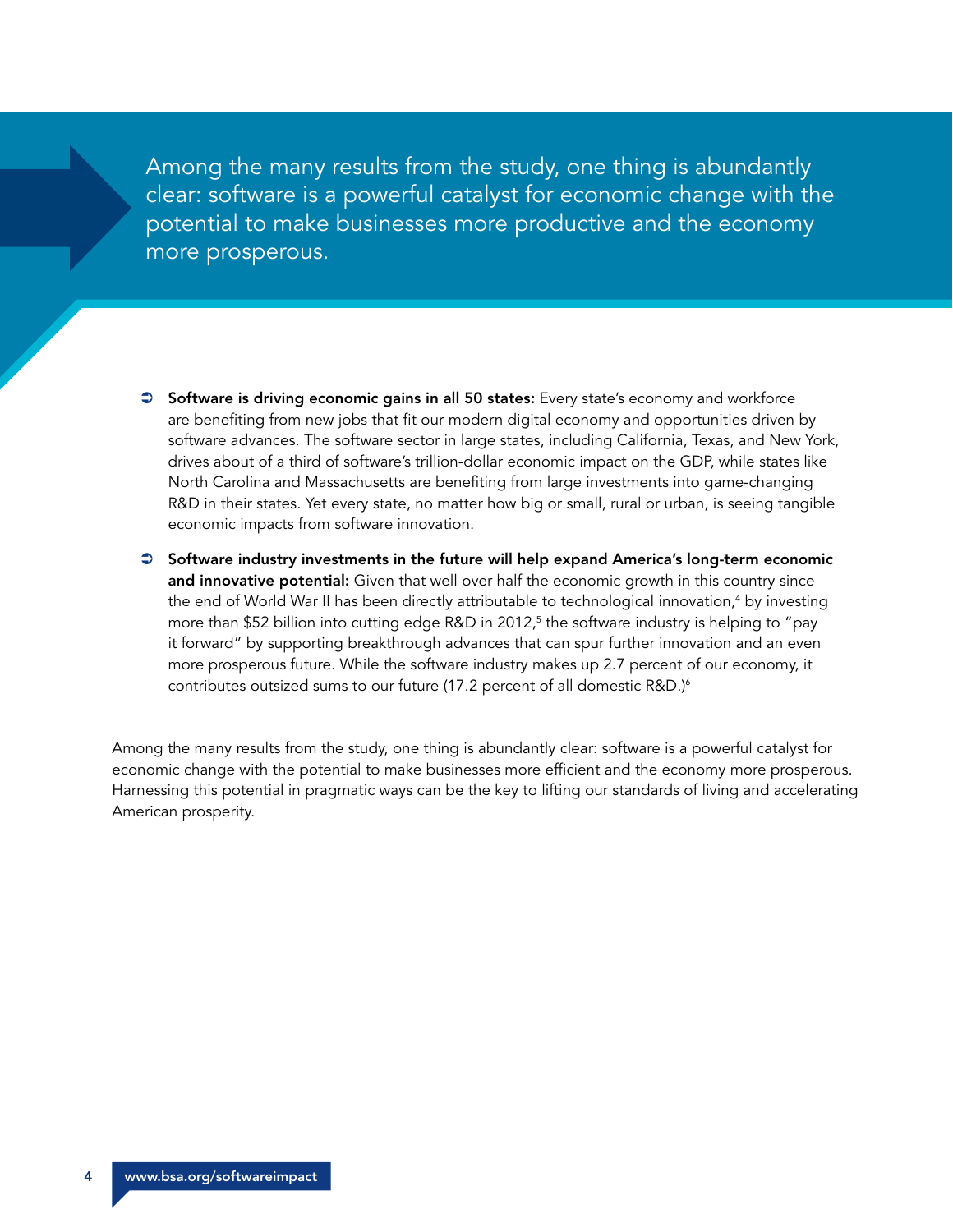Among the many results from the study, one thing is abundantly clear: software is a powerful catalyst for economic change with the potential to make businesses more productive and the economy more prosperous.

- **Software is driving economic gains in all 50 states:** Every state's economy and workforce are benefiting from new jobs that fit our modern digital economy and opportunities driven by software advances. The software sector in large states, including California, Texas, and New York, drives about of a third of software's trillion-dollar economic impact on the GDP, while states like North Carolina and Massachusetts are benefiting from large investments into game-changing R&D in their states. Yet every state, no matter how big or small, rural or urban, is seeing tangible economic impacts from software innovation.
- **Software industry investments in the future will help expand America's long-term economic and innovative potential:** Given that well over half the economic growth in this country since the end of World War II has been directly attributable to technological innovation,[4] by investing more than $52 billion into cutting edge R&D in 2012,[5] the software industry is helping to "pay it forward" by supporting breakthrough advances that can spur further innovation and an even more prosperous future. While the software industry makes up 2.7 percent of our economy, it contributes outsized sums to our future (17.2 percent of all domestic R&D.)[6]

Among the many results from the study, one thing is abundantly clear: software is a powerful catalyst for economic change with the potential to make businesses more efficient and the economy more prosperous. Harnessing this potential in pragmatic ways can be the key to lifting our standards of living and accelerating American prosperity.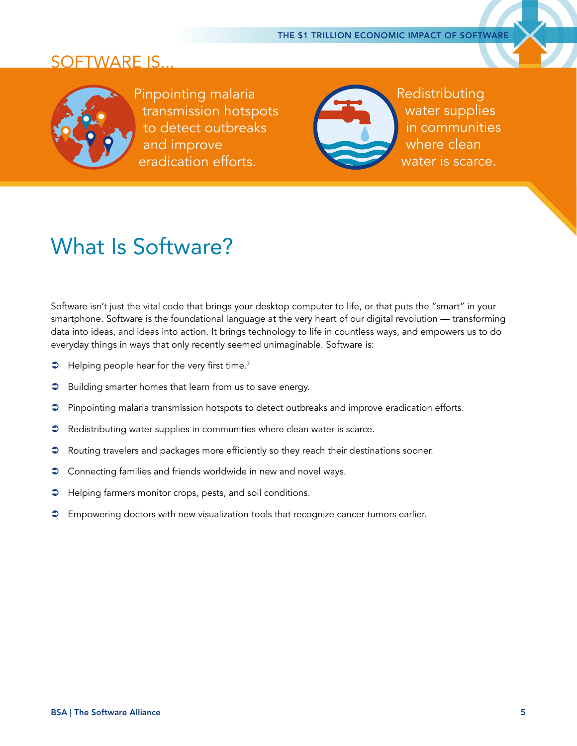## SOFTWARE IS...

Pinpointing malaria transmission hotspots to detect outbreaks and improve eradication efforts.

Redistributing water supplies in communities where clean water is scarce.

# What Is Software?

Software isn't just the vital code that brings your desktop computer to life, or that puts the "smart" in your smartphone. Software is the foundational language at the very heart of our digital revolution — transforming data into ideas, and ideas into action. It brings technology to life in countless ways, and empowers us to do everyday things in ways that only recently seemed unimaginable. Software is:

- Helping people hear for the very first time.[7]
- Building smarter homes that learn from us to save energy.
- Pinpointing malaria transmission hotspots to detect outbreaks and improve eradication efforts.
- Redistributing water supplies in communities where clean water is scarce.
- Routing travelers and packages more efficiently so they reach their destinations sooner.
- Connecting families and friends worldwide in new and novel ways.
- Helping farmers monitor crops, pests, and soil conditions.
- Empowering doctors with new visualization tools that recognize cancer tumors earlier.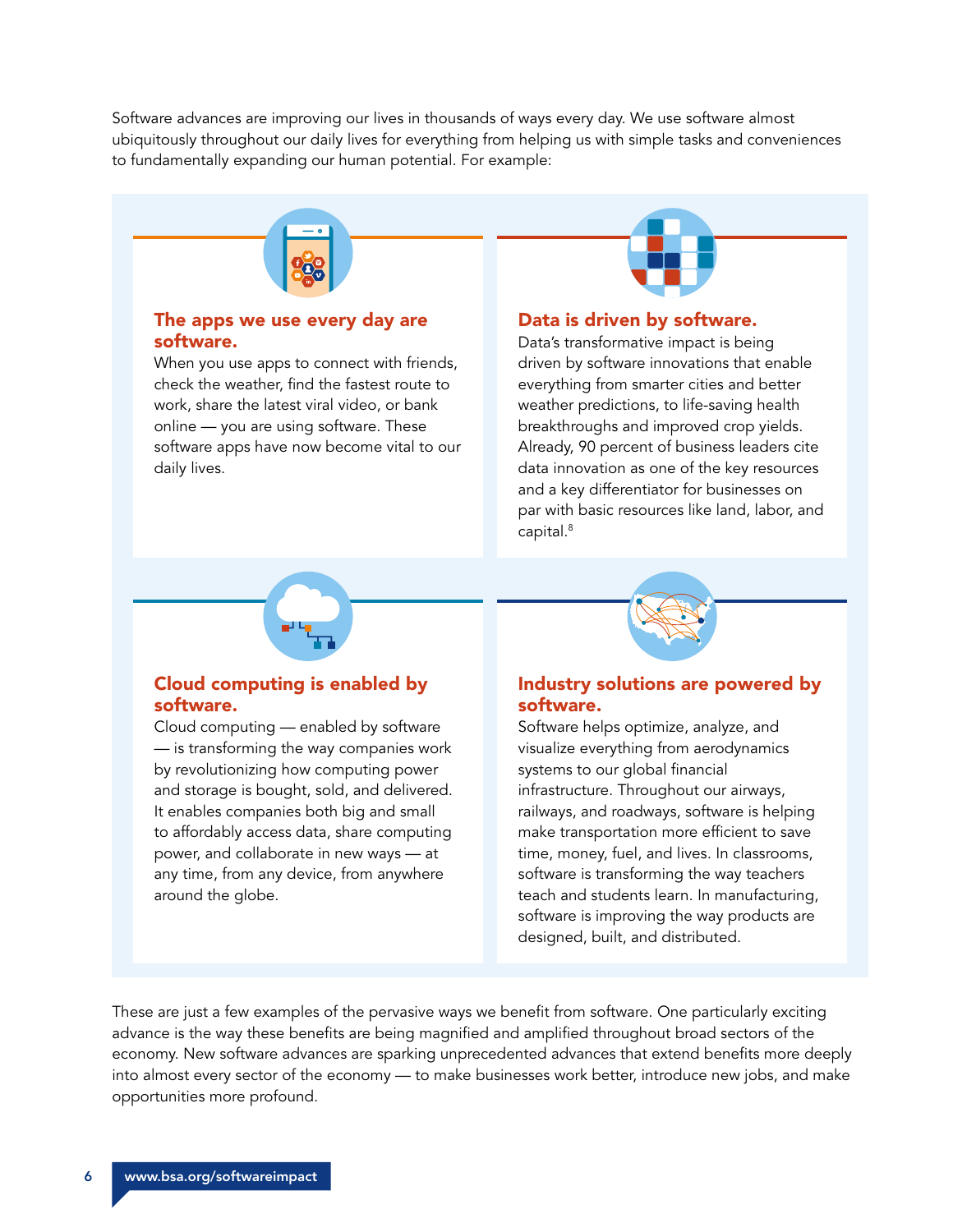Software advances are improving our lives in thousands of ways every day. We use software almost ubiquitously throughout our daily lives for everything from helping us with simple tasks and conveniences to fundamentally expanding our human potential. For example:

### The apps we use every day are software.

When you use apps to connect with friends, check the weather, find the fastest route to work, share the latest viral video, or bank online — you are using software. These software apps have now become vital to our daily lives.

### Data is driven by software.

Data's transformative impact is being driven by software innovations that enable everything from smarter cities and better weather predictions, to life-saving health breakthroughs and improved crop yields. Already, 90 percent of business leaders cite data innovation as one of the key resources and a key differentiator for businesses on par with basic resources like land, labor, and capital.[8]

### Cloud computing is enabled by software.

Cloud computing — enabled by software — is transforming the way companies work by revolutionizing how computing power and storage is bought, sold, and delivered. It enables companies both big and small to affordably access data, share computing power, and collaborate in new ways — at any time, from any device, from anywhere around the globe.

### Industry solutions are powered by software.

Software helps optimize, analyze, and visualize everything from aerodynamics systems to our global financial infrastructure. Throughout our airways, railways, and roadways, software is helping make transportation more efficient to save time, money, fuel, and lives. In classrooms, software is transforming the way teachers teach and students learn. In manufacturing, software is improving the way products are designed, built, and distributed.

These are just a few examples of the pervasive ways we benefit from software. One particularly exciting advance is the way these benefits are being magnified and amplified throughout broad sectors of the economy. New software advances are sparking unprecedented advances that extend benefits more deeply into almost every sector of the economy — to make businesses work better, introduce new jobs, and make opportunities more profound.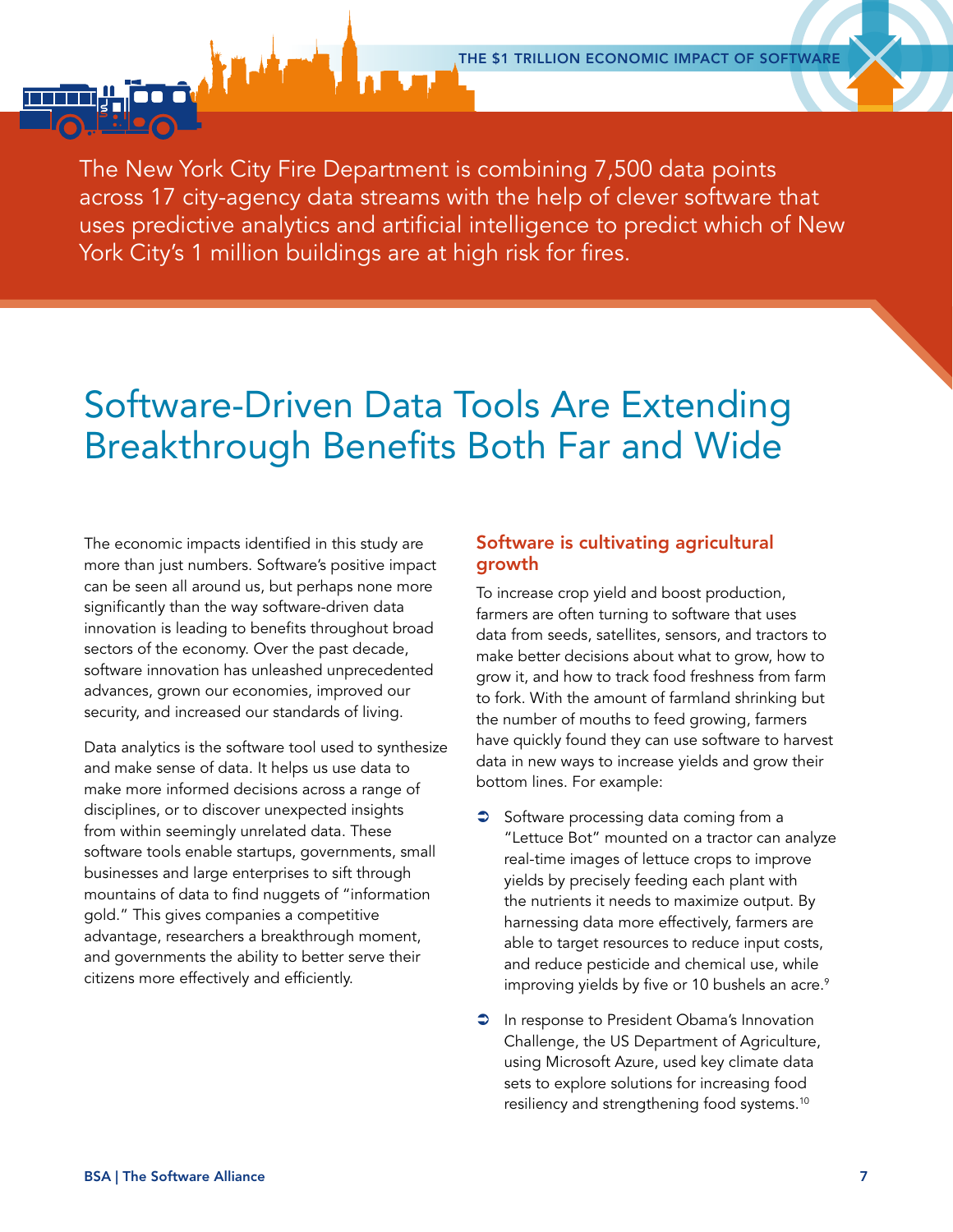The New York City Fire Department is combining 7,500 data points across 17 city-agency data streams with the help of clever software that uses predictive analytics and artificial intelligence to predict which of New York City's 1 million buildings are at high risk for fires.

# Software-Driven Data Tools Are Extending Breakthrough Benefits Both Far and Wide

The economic impacts identified in this study are more than just numbers. Software's positive impact can be seen all around us, but perhaps none more significantly than the way software-driven data innovation is leading to benefits throughout broad sectors of the economy. Over the past decade, software innovation has unleashed unprecedented advances, grown our economies, improved our security, and increased our standards of living.

Data analytics is the software tool used to synthesize and make sense of data. It helps us use data to make more informed decisions across a range of disciplines, or to discover unexpected insights from within seemingly unrelated data. These software tools enable startups, governments, small businesses and large enterprises to sift through mountains of data to find nuggets of "information gold." This gives companies a competitive advantage, researchers a breakthrough moment, and governments the ability to better serve their citizens more effectively and efficiently.

## Software is cultivating agricultural growth

To increase crop yield and boost production, farmers are often turning to software that uses data from seeds, satellites, sensors, and tractors to make better decisions about what to grow, how to grow it, and how to track food freshness from farm to fork. With the amount of farmland shrinking but the number of mouths to feed growing, farmers have quickly found they can use software to harvest data in new ways to increase yields and grow their bottom lines. For example:

- Software processing data coming from a "Lettuce Bot" mounted on a tractor can analyze real-time images of lettuce crops to improve yields by precisely feeding each plant with the nutrients it needs to maximize output. By harnessing data more effectively, farmers are able to target resources to reduce input costs, and reduce pesticide and chemical use, while improving yields by five or 10 bushels an acre.[9]

- In response to President Obama's Innovation Challenge, the US Department of Agriculture, using Microsoft Azure, used key climate data sets to explore solutions for increasing food resiliency and strengthening food systems.[10]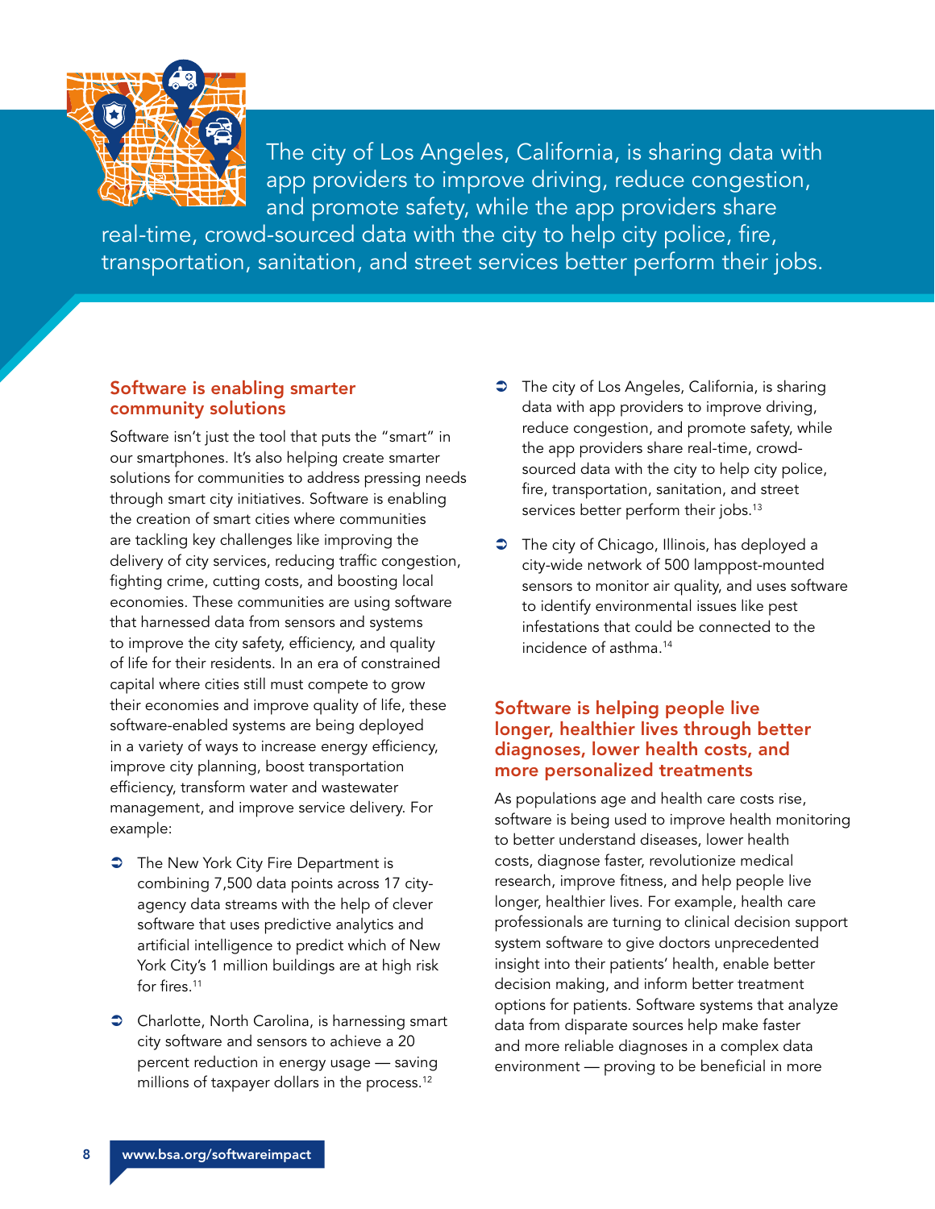The city of Los Angeles, California, is sharing data with app providers to improve driving, reduce congestion, and promote safety, while the app providers share real-time, crowd-sourced data with the city to help city police, fire, transportation, sanitation, and street services better perform their jobs.

## Software is enabling smarter community solutions

Software isn't just the tool that puts the "smart" in our smartphones. It's also helping create smarter solutions for communities to address pressing needs through smart city initiatives. Software is enabling the creation of smart cities where communities are tackling key challenges like improving the delivery of city services, reducing traffic congestion, fighting crime, cutting costs, and boosting local economies. These communities are using software that harnessed data from sensors and systems to improve the city safety, efficiency, and quality of life for their residents. In an era of constrained capital where cities still must compete to grow their economies and improve quality of life, these software-enabled systems are being deployed in a variety of ways to increase energy efficiency, improve city planning, boost transportation efficiency, transform water and wastewater management, and improve service delivery. For example:

- The New York City Fire Department is combining 7,500 data points across 17 city-agency data streams with the help of clever software that uses predictive analytics and artificial intelligence to predict which of New York City's 1 million buildings are at high risk for fires.[11]
- Charlotte, North Carolina, is harnessing smart city software and sensors to achieve a 20 percent reduction in energy usage — saving millions of taxpayer dollars in the process.[12]
- The city of Los Angeles, California, is sharing data with app providers to improve driving, reduce congestion, and promote safety, while the app providers share real-time, crowd-sourced data with the city to help city police, fire, transportation, sanitation, and street services better perform their jobs.[13]
- The city of Chicago, Illinois, has deployed a city-wide network of 500 lamppost-mounted sensors to monitor air quality, and uses software to identify environmental issues like pest infestations that could be connected to the incidence of asthma.[14]

## Software is helping people live longer, healthier lives through better diagnoses, lower health costs, and more personalized treatments

As populations age and health care costs rise, software is being used to improve health monitoring to better understand diseases, lower health costs, diagnose faster, revolutionize medical research, improve fitness, and help people live longer, healthier lives. For example, health care professionals are turning to clinical decision support system software to give doctors unprecedented insight into their patients' health, enable better decision making, and inform better treatment options for patients. Software systems that analyze data from disparate sources help make faster and more reliable diagnoses in a complex data environment — proving to be beneficial in more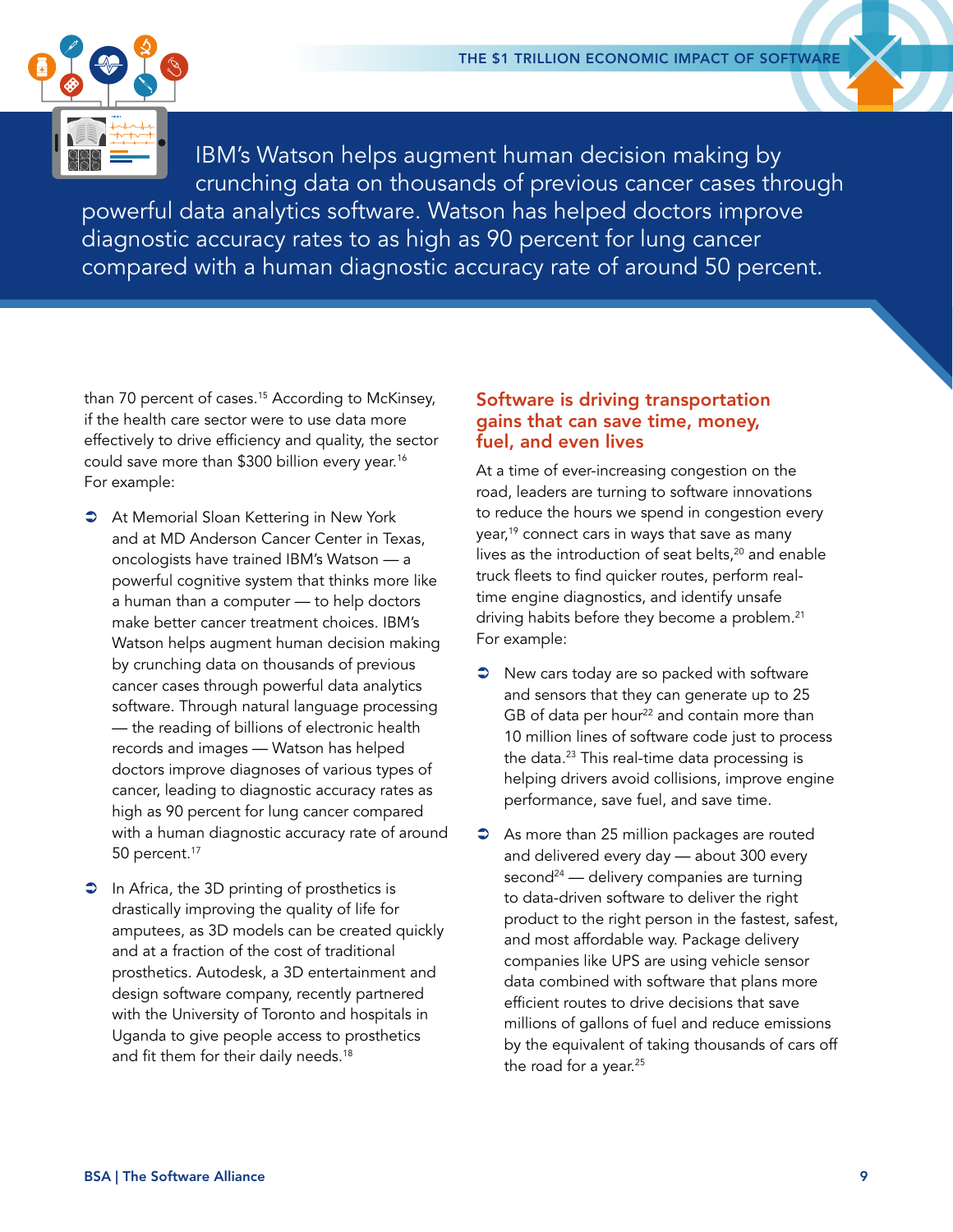IBM's Watson helps augment human decision making by crunching data on thousands of previous cancer cases through powerful data analytics software. Watson has helped doctors improve diagnostic accuracy rates to as high as 90 percent for lung cancer compared with a human diagnostic accuracy rate of around 50 percent.

than 70 percent of cases.[15] According to McKinsey, if the health care sector were to use data more effectively to drive efficiency and quality, the sector could save more than $300 billion every year.[16] For example:

- At Memorial Sloan Kettering in New York and at MD Anderson Cancer Center in Texas, oncologists have trained IBM's Watson — a powerful cognitive system that thinks more like a human than a computer — to help doctors make better cancer treatment choices. IBM's Watson helps augment human decision making by crunching data on thousands of previous cancer cases through powerful data analytics software. Through natural language processing — the reading of billions of electronic health records and images — Watson has helped doctors improve diagnoses of various types of cancer, leading to diagnostic accuracy rates as high as 90 percent for lung cancer compared with a human diagnostic accuracy rate of around 50 percent.[17]

- In Africa, the 3D printing of prosthetics is drastically improving the quality of life for amputees, as 3D models can be created quickly and at a fraction of the cost of traditional prosthetics. Autodesk, a 3D entertainment and design software company, recently partnered with the University of Toronto and hospitals in Uganda to give people access to prosthetics and fit them for their daily needs.[18]

## Software is driving transportation gains that can save time, money, fuel, and even lives

At a time of ever-increasing congestion on the road, leaders are turning to software innovations to reduce the hours we spend in congestion every year,[19] connect cars in ways that save as many lives as the introduction of seat belts,[20] and enable truck fleets to find quicker routes, perform real-time engine diagnostics, and identify unsafe driving habits before they become a problem.[21] For example:

- New cars today are so packed with software and sensors that they can generate up to 25 GB of data per hour[22] and contain more than 10 million lines of software code just to process the data.[23] This real-time data processing is helping drivers avoid collisions, improve engine performance, save fuel, and save time.

- As more than 25 million packages are routed and delivered every day — about 300 every second[24] — delivery companies are turning to data-driven software to deliver the right product to the right person in the fastest, safest, and most affordable way. Package delivery companies like UPS are using vehicle sensor data combined with software that plans more efficient routes to drive decisions that save millions of gallons of fuel and reduce emissions by the equivalent of taking thousands of cars off the road for a year.[25]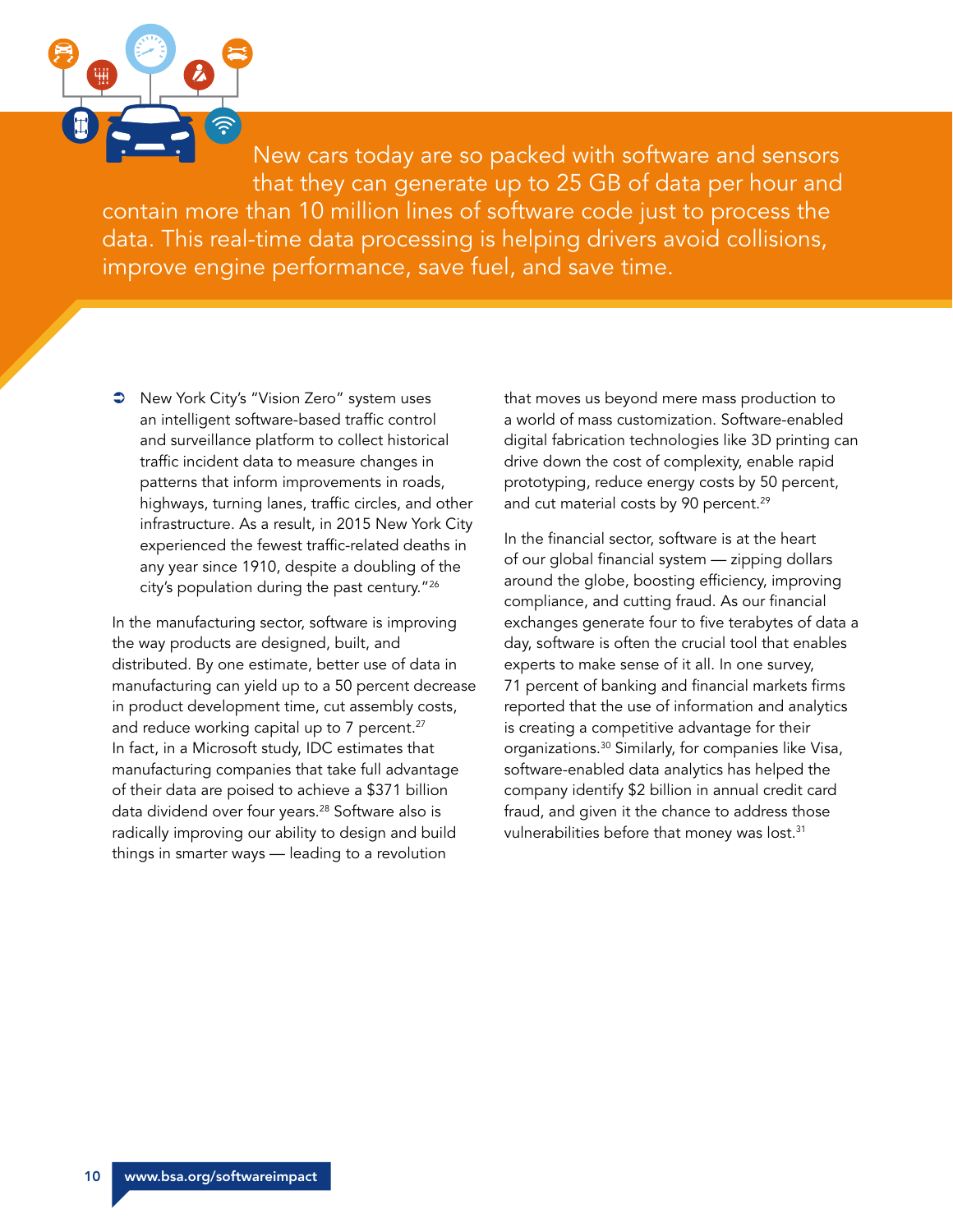New cars today are so packed with software and sensors that they can generate up to 25 GB of data per hour and contain more than 10 million lines of software code just to process the data. This real-time data processing is helping drivers avoid collisions, improve engine performance, save fuel, and save time.

- New York City's "Vision Zero" system uses an intelligent software-based traffic control and surveillance platform to collect historical traffic incident data to measure changes in patterns that inform improvements in roads, highways, turning lanes, traffic circles, and other infrastructure. As a result, in 2015 New York City experienced the fewest traffic-related deaths in any year since 1910, despite a doubling of the city's population during the past century."[26]

In the manufacturing sector, software is improving the way products are designed, built, and distributed. By one estimate, better use of data in manufacturing can yield up to a 50 percent decrease in product development time, cut assembly costs, and reduce working capital up to 7 percent.[27] In fact, in a Microsoft study, IDC estimates that manufacturing companies that take full advantage of their data are poised to achieve a $371 billion data dividend over four years.[28] Software also is radically improving our ability to design and build things in smarter ways — leading to a revolution that moves us beyond mere mass production to a world of mass customization. Software-enabled digital fabrication technologies like 3D printing can drive down the cost of complexity, enable rapid prototyping, reduce energy costs by 50 percent, and cut material costs by 90 percent.[29]

In the financial sector, software is at the heart of our global financial system — zipping dollars around the globe, boosting efficiency, improving compliance, and cutting fraud. As our financial exchanges generate four to five terabytes of data a day, software is often the crucial tool that enables experts to make sense of it all. In one survey, 71 percent of banking and financial markets firms reported that the use of information and analytics is creating a competitive advantage for their organizations.[30] Similarly, for companies like Visa, software-enabled data analytics has helped the company identify $2 billion in annual credit card fraud, and given it the chance to address those vulnerabilities before that money was lost.[31]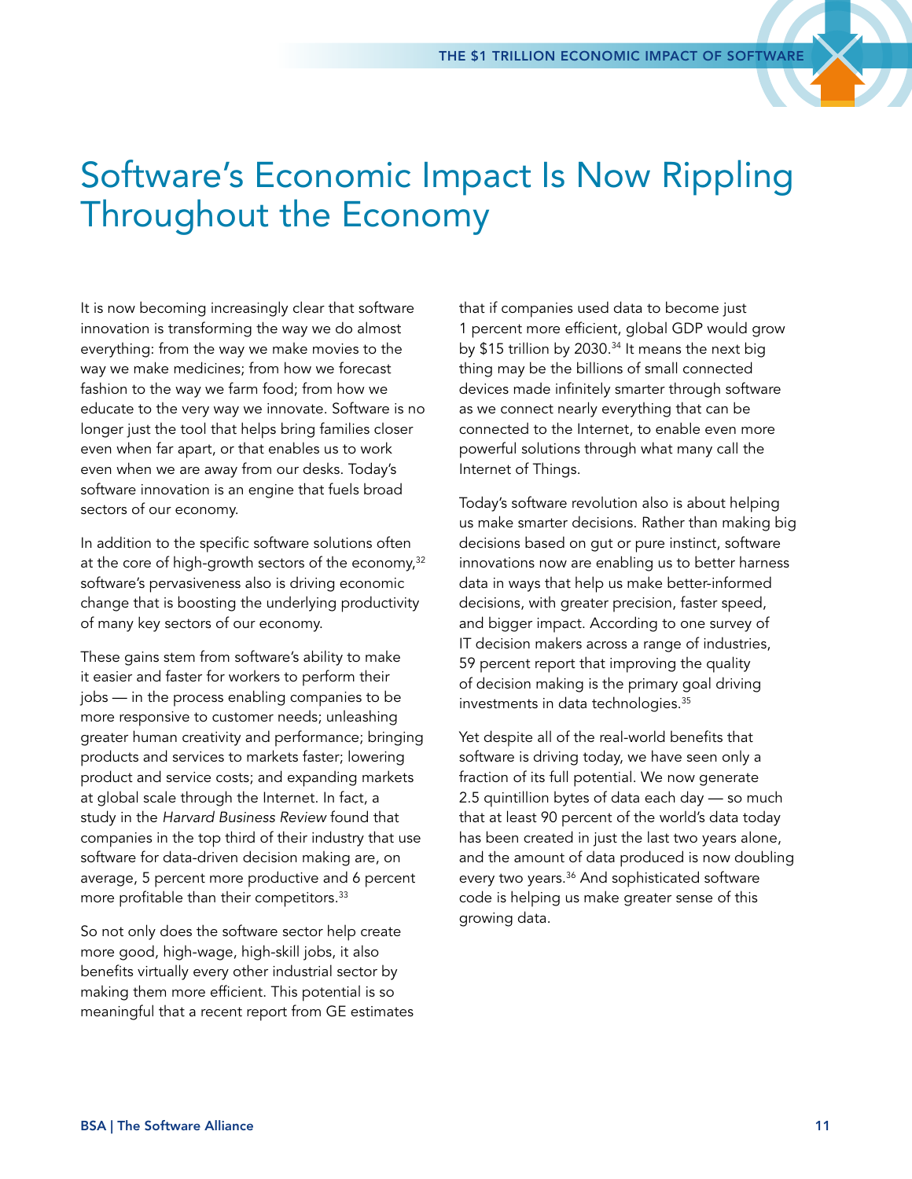# Software's Economic Impact Is Now Rippling Throughout the Economy

It is now becoming increasingly clear that software innovation is transforming the way we do almost everything: from the way we make movies to the way we make medicines; from how we forecast fashion to the way we farm food; from how we educate to the very way we innovate. Software is no longer just the tool that helps bring families closer even when far apart, or that enables us to work even when we are away from our desks. Today's software innovation is an engine that fuels broad sectors of our economy.

In addition to the specific software solutions often at the core of high-growth sectors of the economy,[32] software's pervasiveness also is driving economic change that is boosting the underlying productivity of many key sectors of our economy.

These gains stem from software's ability to make it easier and faster for workers to perform their jobs — in the process enabling companies to be more responsive to customer needs; unleashing greater human creativity and performance; bringing products and services to markets faster; lowering product and service costs; and expanding markets at global scale through the Internet. In fact, a study in the *Harvard Business Review* found that companies in the top third of their industry that use software for data-driven decision making are, on average, 5 percent more productive and 6 percent more profitable than their competitors.[33]

So not only does the software sector help create more good, high-wage, high-skill jobs, it also benefits virtually every other industrial sector by making them more efficient. This potential is so meaningful that a recent report from GE estimates that if companies used data to become just 1 percent more efficient, global GDP would grow by $15 trillion by 2030.[34] It means the next big thing may be the billions of small connected devices made infinitely smarter through software as we connect nearly everything that can be connected to the Internet, to enable even more powerful solutions through what many call the Internet of Things.

Today's software revolution also is about helping us make smarter decisions. Rather than making big decisions based on gut or pure instinct, software innovations now are enabling us to better harness data in ways that help us make better-informed decisions, with greater precision, faster speed, and bigger impact. According to one survey of IT decision makers across a range of industries, 59 percent report that improving the quality of decision making is the primary goal driving investments in data technologies.[35]

Yet despite all of the real-world benefits that software is driving today, we have seen only a fraction of its full potential. We now generate 2.5 quintillion bytes of data each day — so much that at least 90 percent of the world's data today has been created in just the last two years alone, and the amount of data produced is now doubling every two years.[36] And sophisticated software code is helping us make greater sense of this growing data.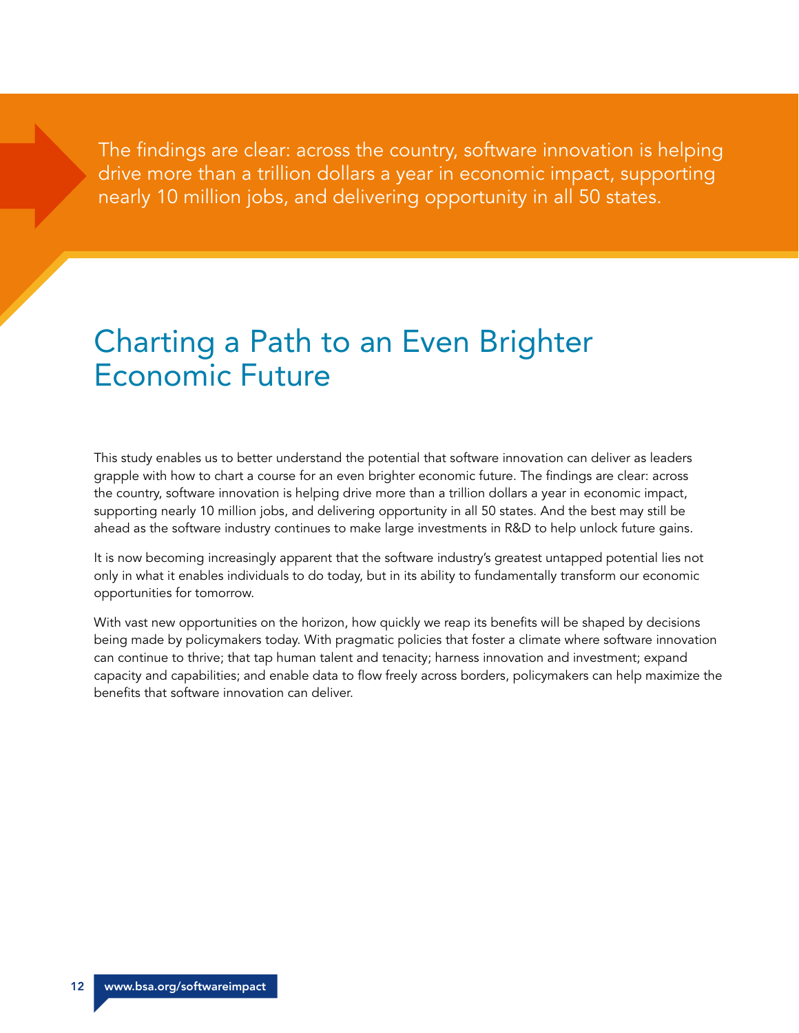> The findings are clear: across the country, software innovation is helping drive more than a trillion dollars a year in economic impact, supporting nearly 10 million jobs, and delivering opportunity in all 50 states.

## Charting a Path to an Even Brighter Economic Future

This study enables us to better understand the potential that software innovation can deliver as leaders grapple with how to chart a course for an even brighter economic future. The findings are clear: across the country, software innovation is helping drive more than a trillion dollars a year in economic impact, supporting nearly 10 million jobs, and delivering opportunity in all 50 states. And the best may still be ahead as the software industry continues to make large investments in R&D to help unlock future gains.

It is now becoming increasingly apparent that the software industry's greatest untapped potential lies not only in what it enables individuals to do today, but in its ability to fundamentally transform our economic opportunities for tomorrow.

With vast new opportunities on the horizon, how quickly we reap its benefits will be shaped by decisions being made by policymakers today. With pragmatic policies that foster a climate where software innovation can continue to thrive; that tap human talent and tenacity; harness innovation and investment; expand capacity and capabilities; and enable data to flow freely across borders, policymakers can help maximize the benefits that software innovation can deliver.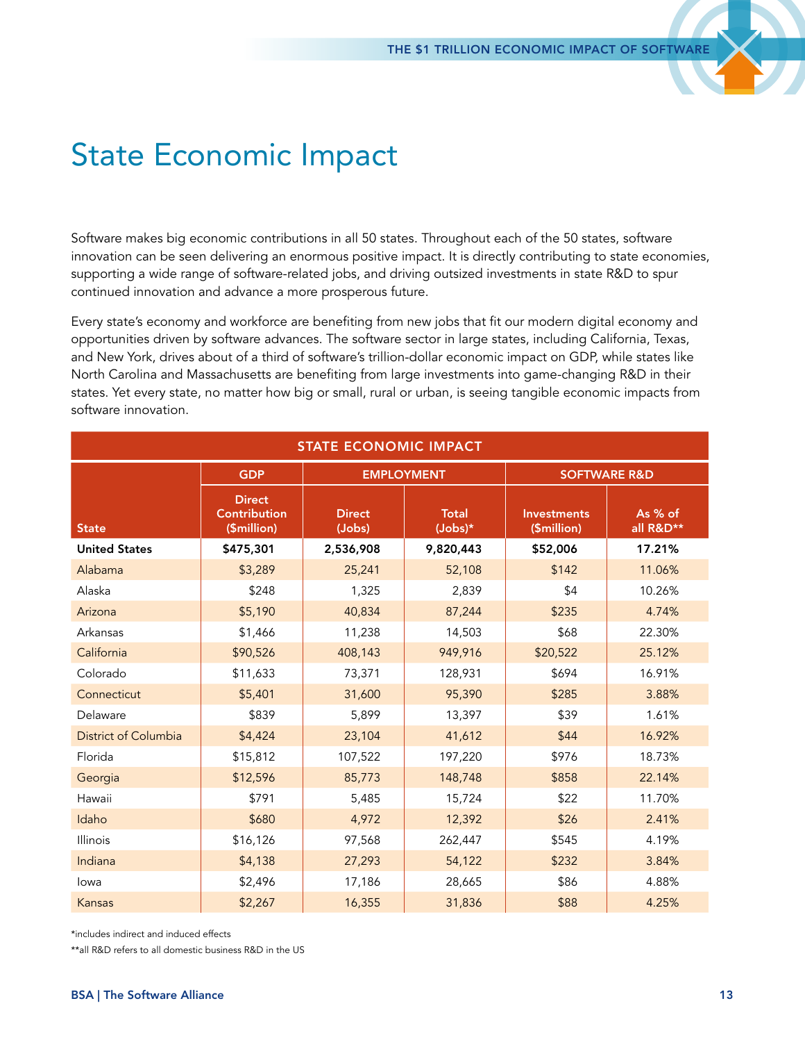# State Economic Impact

Software makes big economic contributions in all 50 states. Throughout each of the 50 states, software innovation can be seen delivering an enormous positive impact. It is directly contributing to state economies, supporting a wide range of software-related jobs, and driving outsized investments in state R&D to spur continued innovation and advance a more prosperous future.

Every state's economy and workforce are benefiting from new jobs that fit our modern digital economy and opportunities driven by software advances. The software sector in large states, including California, Texas, and New York, drives about of a third of software's trillion-dollar economic impact on GDP, while states like North Carolina and Massachusetts are benefiting from large investments into game-changing R&D in their states. Yet every state, no matter how big or small, rural or urban, is seeing tangible economic impacts from software innovation.

**STATE ECONOMIC IMPACT**

| | GDP | EMPLOYMENT | | SOFTWARE R&D | |
|---|---|---|---|---|---|
| State | Direct Contribution ($million) | Direct (Jobs) | Total (Jobs)* | Investments ($million) | As % of all R&D** |
| **United States** | **$475,301** | **2,536,908** | **9,820,443** | **$52,006** | **17.21%** |
| Alabama | $3,289 | 25,241 | 52,108 | $142 | 11.06% |
| Alaska | $248 | 1,325 | 2,839 | $4 | 10.26% |
| Arizona | $5,190 | 40,834 | 87,244 | $235 | 4.74% |
| Arkansas | $1,466 | 11,238 | 14,503 | $68 | 22.30% |
| California | $90,526 | 408,143 | 949,916 | $20,522 | 25.12% |
| Colorado | $11,633 | 73,371 | 128,931 | $694 | 16.91% |
| Connecticut | $5,401 | 31,600 | 95,390 | $285 | 3.88% |
| Delaware | $839 | 5,899 | 13,397 | $39 | 1.61% |
| District of Columbia | $4,424 | 23,104 | 41,612 | $44 | 16.92% |
| Florida | $15,812 | 107,522 | 197,220 | $976 | 18.73% |
| Georgia | $12,596 | 85,773 | 148,748 | $858 | 22.14% |
| Hawaii | $791 | 5,485 | 15,724 | $22 | 11.70% |
| Idaho | $680 | 4,972 | 12,392 | $26 | 2.41% |
| Illinois | $16,126 | 97,568 | 262,447 | $545 | 4.19% |
| Indiana | $4,138 | 27,293 | 54,122 | $232 | 3.84% |
| Iowa | $2,496 | 17,186 | 28,665 | $86 | 4.88% |
| Kansas | $2,267 | 16,355 | 31,836 | $88 | 4.25% |

*includes indirect and induced effects

**all R&D refers to all domestic business R&D in the US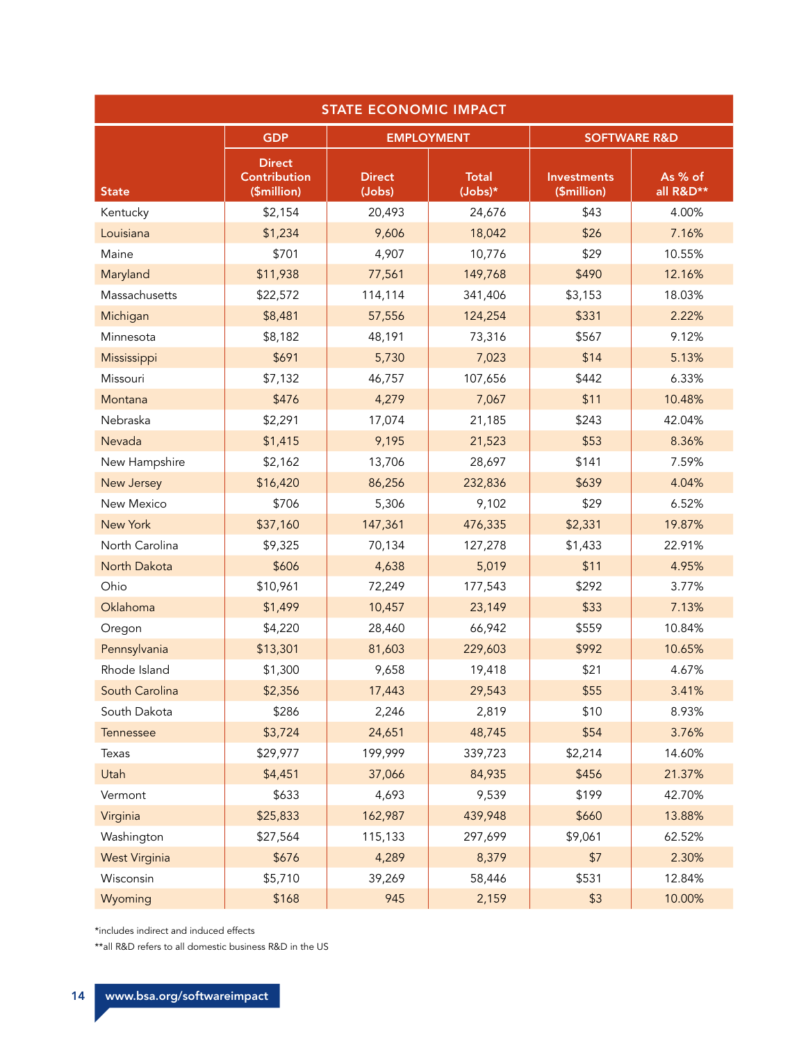| STATE ECONOMIC IMPACT | | | | | |
|---|---|---|---|---|---|
| | GDP | EMPLOYMENT | | SOFTWARE R&D | |
| State | Direct Contribution ($million) | Direct (Jobs) | Total (Jobs)* | Investments ($million) | As % of all R&D** |
| Kentucky | $2,154 | 20,493 | 24,676 | $43 | 4.00% |
| Louisiana | $1,234 | 9,606 | 18,042 | $26 | 7.16% |
| Maine | $701 | 4,907 | 10,776 | $29 | 10.55% |
| Maryland | $11,938 | 77,561 | 149,768 | $490 | 12.16% |
| Massachusetts | $22,572 | 114,114 | 341,406 | $3,153 | 18.03% |
| Michigan | $8,481 | 57,556 | 124,254 | $331 | 2.22% |
| Minnesota | $8,182 | 48,191 | 73,316 | $567 | 9.12% |
| Mississippi | $691 | 5,730 | 7,023 | $14 | 5.13% |
| Missouri | $7,132 | 46,757 | 107,656 | $442 | 6.33% |
| Montana | $476 | 4,279 | 7,067 | $11 | 10.48% |
| Nebraska | $2,291 | 17,074 | 21,185 | $243 | 42.04% |
| Nevada | $1,415 | 9,195 | 21,523 | $53 | 8.36% |
| New Hampshire | $2,162 | 13,706 | 28,697 | $141 | 7.59% |
| New Jersey | $16,420 | 86,256 | 232,836 | $639 | 4.04% |
| New Mexico | $706 | 5,306 | 9,102 | $29 | 6.52% |
| New York | $37,160 | 147,361 | 476,335 | $2,331 | 19.87% |
| North Carolina | $9,325 | 70,134 | 127,278 | $1,433 | 22.91% |
| North Dakota | $606 | 4,638 | 5,019 | $11 | 4.95% |
| Ohio | $10,961 | 72,249 | 177,543 | $292 | 3.77% |
| Oklahoma | $1,499 | 10,457 | 23,149 | $33 | 7.13% |
| Oregon | $4,220 | 28,460 | 66,942 | $559 | 10.84% |
| Pennsylvania | $13,301 | 81,603 | 229,603 | $992 | 10.65% |
| Rhode Island | $1,300 | 9,658 | 19,418 | $21 | 4.67% |
| South Carolina | $2,356 | 17,443 | 29,543 | $55 | 3.41% |
| South Dakota | $286 | 2,246 | 2,819 | $10 | 8.93% |
| Tennessee | $3,724 | 24,651 | 48,745 | $54 | 3.76% |
| Texas | $29,977 | 199,999 | 339,723 | $2,214 | 14.60% |
| Utah | $4,451 | 37,066 | 84,935 | $456 | 21.37% |
| Vermont | $633 | 4,693 | 9,539 | $199 | 42.70% |
| Virginia | $25,833 | 162,987 | 439,948 | $660 | 13.88% |
| Washington | $27,564 | 115,133 | 297,699 | $9,061 | 62.52% |
| West Virginia | $676 | 4,289 | 8,379 | $7 | 2.30% |
| Wisconsin | $5,710 | 39,269 | 58,446 | $531 | 12.84% |
| Wyoming | $168 | 945 | 2,159 | $3 | 10.00% |

*includes indirect and induced effects

**all R&D refers to all domestic business R&D in the US

www.bsa.org/softwareimpact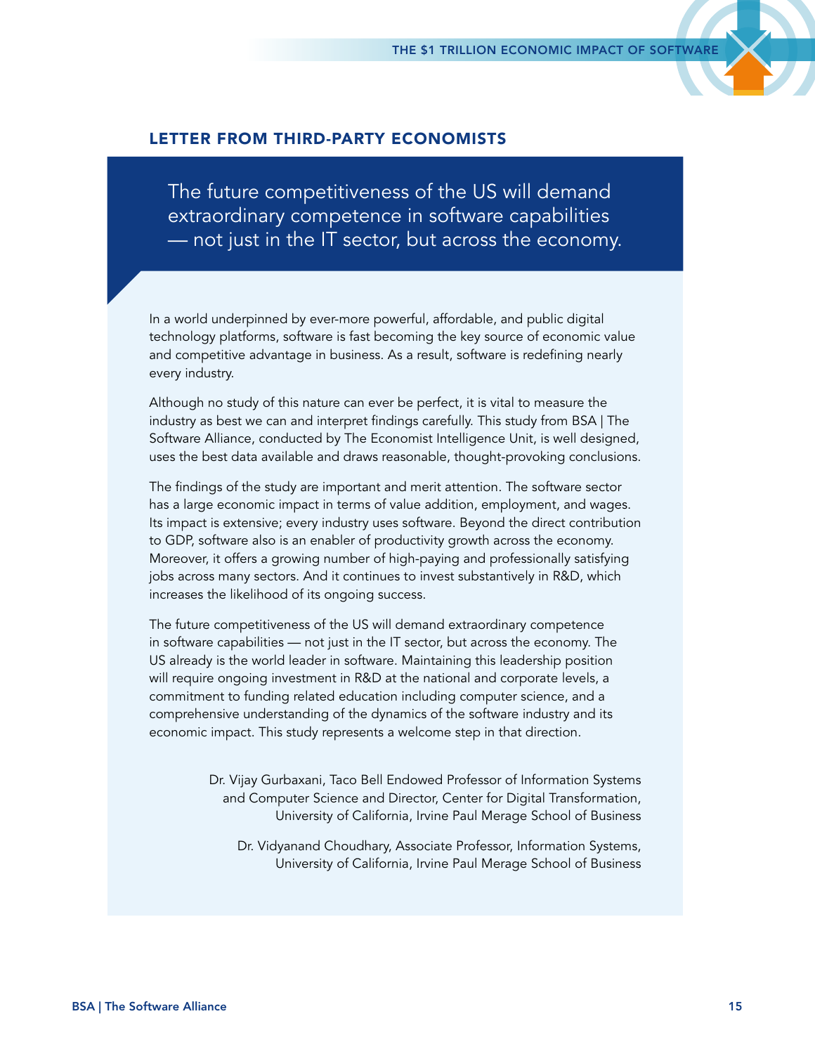## LETTER FROM THIRD-PARTY ECONOMISTS

> The future competitiveness of the US will demand extraordinary competence in software capabilities — not just in the IT sector, but across the economy.

In a world underpinned by ever-more powerful, affordable, and public digital technology platforms, software is fast becoming the key source of economic value and competitive advantage in business. As a result, software is redefining nearly every industry.

Although no study of this nature can ever be perfect, it is vital to measure the industry as best we can and interpret findings carefully. This study from BSA | The Software Alliance, conducted by The Economist Intelligence Unit, is well designed, uses the best data available and draws reasonable, thought-provoking conclusions.

The findings of the study are important and merit attention. The software sector has a large economic impact in terms of value addition, employment, and wages. Its impact is extensive; every industry uses software. Beyond the direct contribution to GDP, software also is an enabler of productivity growth across the economy. Moreover, it offers a growing number of high-paying and professionally satisfying jobs across many sectors. And it continues to invest substantively in R&D, which increases the likelihood of its ongoing success.

The future competitiveness of the US will demand extraordinary competence in software capabilities — not just in the IT sector, but across the economy. The US already is the world leader in software. Maintaining this leadership position will require ongoing investment in R&D at the national and corporate levels, a commitment to funding related education including computer science, and a comprehensive understanding of the dynamics of the software industry and its economic impact. This study represents a welcome step in that direction.

Dr. Vijay Gurbaxani, Taco Bell Endowed Professor of Information Systems and Computer Science and Director, Center for Digital Transformation, University of California, Irvine Paul Merage School of Business

Dr. Vidyanand Choudhary, Associate Professor, Information Systems, University of California, Irvine Paul Merage School of Business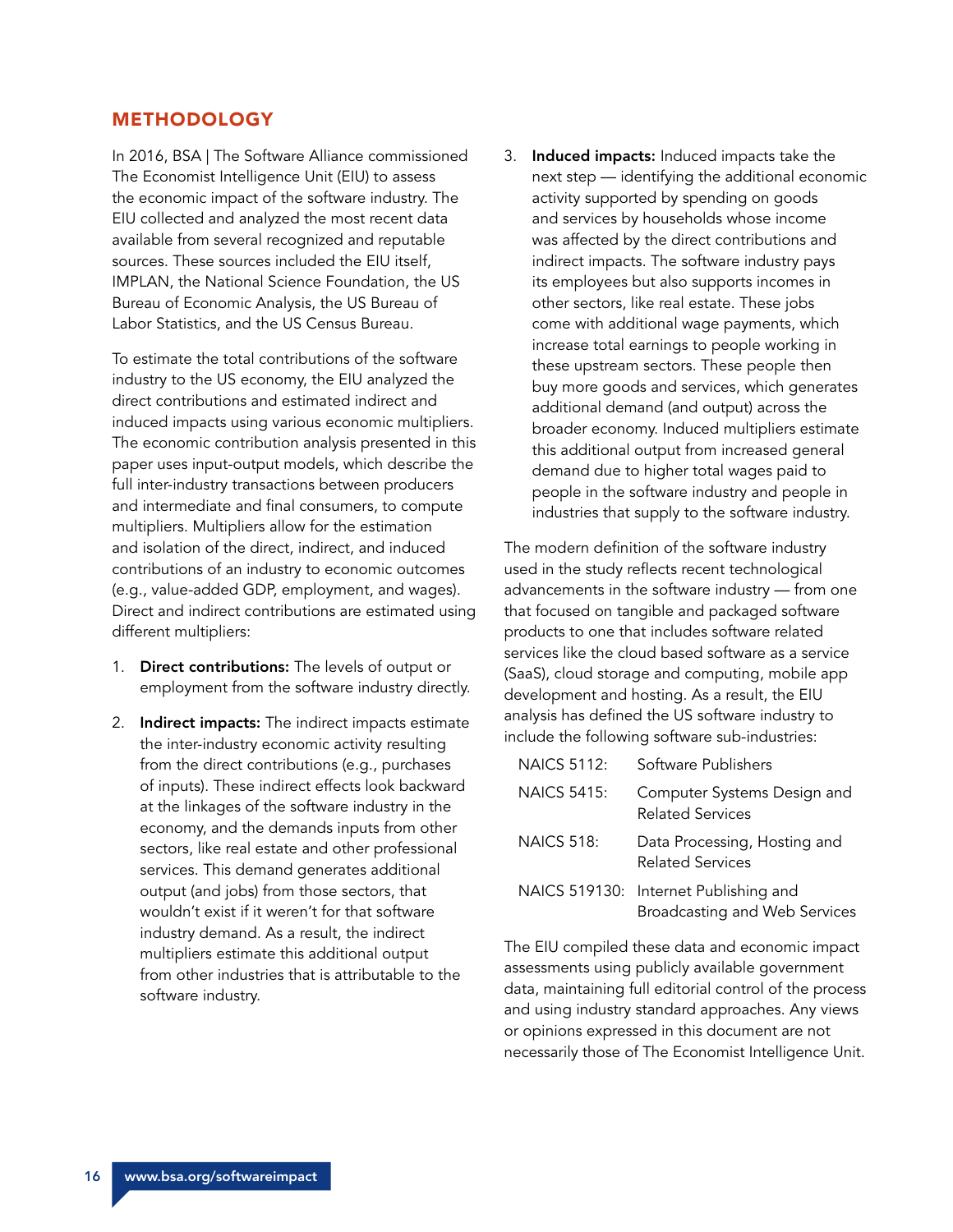## METHODOLOGY

In 2016, BSA | The Software Alliance commissioned The Economist Intelligence Unit (EIU) to assess the economic impact of the software industry. The EIU collected and analyzed the most recent data available from several recognized and reputable sources. These sources included the EIU itself, IMPLAN, the National Science Foundation, the US Bureau of Economic Analysis, the US Bureau of Labor Statistics, and the US Census Bureau.

To estimate the total contributions of the software industry to the US economy, the EIU analyzed the direct contributions and estimated indirect and induced impacts using various economic multipliers. The economic contribution analysis presented in this paper uses input-output models, which describe the full inter-industry transactions between producers and intermediate and final consumers, to compute multipliers. Multipliers allow for the estimation and isolation of the direct, indirect, and induced contributions of an industry to economic outcomes (e.g., value-added GDP, employment, and wages). Direct and indirect contributions are estimated using different multipliers:

1. **Direct contributions:** The levels of output or employment from the software industry directly.
2. **Indirect impacts:** The indirect impacts estimate the inter-industry economic activity resulting from the direct contributions (e.g., purchases of inputs). These indirect effects look backward at the linkages of the software industry in the economy, and the demands inputs from other sectors, like real estate and other professional services. This demand generates additional output (and jobs) from those sectors, that wouldn't exist if it weren't for that software industry demand. As a result, the indirect multipliers estimate this additional output from other industries that is attributable to the software industry.
3. **Induced impacts:** Induced impacts take the next step — identifying the additional economic activity supported by spending on goods and services by households whose income was affected by the direct contributions and indirect impacts. The software industry pays its employees but also supports incomes in other sectors, like real estate. These jobs come with additional wage payments, which increase total earnings to people working in these upstream sectors. These people then buy more goods and services, which generates additional demand (and output) across the broader economy. Induced multipliers estimate this additional output from increased general demand due to higher total wages paid to people in the software industry and people in industries that supply to the software industry.

The modern definition of the software industry used in the study reflects recent technological advancements in the software industry — from one that focused on tangible and packaged software products to one that includes software related services like the cloud based software as a service (SaaS), cloud storage and computing, mobile app development and hosting. As a result, the EIU analysis has defined the US software industry to include the following software sub-industries:

| | |
|---|---|
| NAICS 5112: | Software Publishers |
| NAICS 5415: | Computer Systems Design and Related Services |
| NAICS 518: | Data Processing, Hosting and Related Services |
| NAICS 519130: | Internet Publishing and Broadcasting and Web Services |

The EIU compiled these data and economic impact assessments using publicly available government data, maintaining full editorial control of the process and using industry standard approaches. Any views or opinions expressed in this document are not necessarily those of The Economist Intelligence Unit.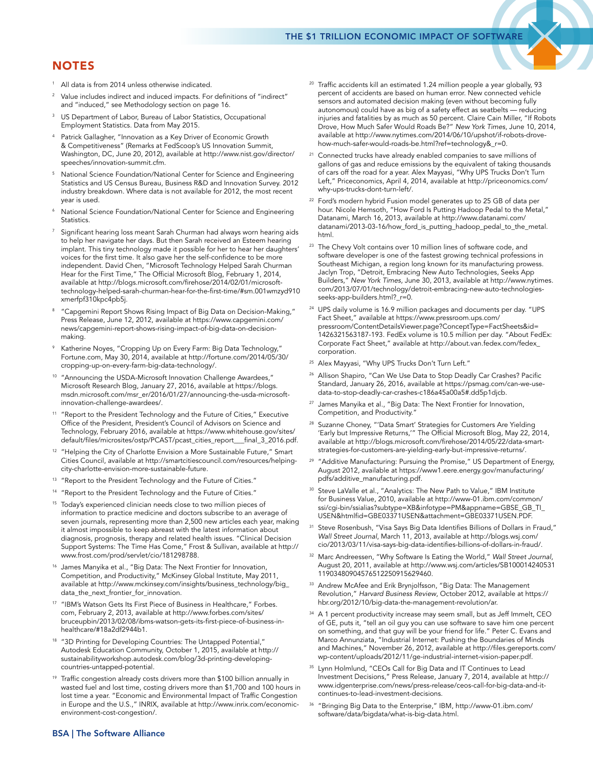# NOTES

1. All data is from 2014 unless otherwise indicated.
2. Value includes indirect and induced impacts. For definitions of "indirect" and "induced," see Methodology section on page 16.
3. US Department of Labor, Bureau of Labor Statistics, Occupational Employment Statistics. Data from May 2015.
4. Patrick Gallagher, "Innovation as a Key Driver of Economic Growth & Competitiveness" (Remarks at FedScoop's US Innovation Summit, Washington, DC, June 20, 2012), available at http://www.nist.gov/director/speeches/innovation-summit.cfm.
5. National Science Foundation/National Center for Science and Engineering Statistics and US Census Bureau, Business R&D and Innovation Survey. 2012 industry breakdown. Where data is not available for 2012, the most recent year is used.
6. National Science Foundation/National Center for Science and Engineering Statistics.
7. Significant hearing loss meant Sarah Churman had always worn hearing aids to help her navigate her days. But then Sarah received an Esteem hearing implant. This tiny technology made it possible for her to hear her daughters' voices for the first time. It also gave her the self-confidence to be more independent. David Chen, "Microsoft Technology Helped Sarah Churman Hear for the First Time," The Official Microsoft Blog, February 1, 2014, available at http://blogs.microsoft.com/firehose/2014/02/01/microsoft-technology-helped-sarah-churman-hear-for-the-first-time/#sm.001wmzyd910xmerfpf310kpc4pb5j.
8. "Capgemini Report Shows Rising Impact of Big Data on Decision-Making," Press Release, June 12, 2012, available at https://www.capgemini.com/news/capgemini-report-shows-rising-impact-of-big-data-on-decision-making.
9. Katherine Noyes, "Cropping Up on Every Farm: Big Data Technology," Fortune.com, May 30, 2014, available at http://fortune.com/2014/05/30/cropping-up-on-every-farm-big-data-technology/.
10. "Announcing the USDA-Microsoft Innovation Challenge Awardees," Microsoft Research Blog, January 27, 2016, available at https://blogs.msdn.microsoft.com/msr_er/2016/01/27/announcing-the-usda-microsoft-innovation-challenge-awardees/.
11. "Report to the President Technology and the Future of Cities," Executive Office of the President, President's Council of Advisors on Science and Technology, February 2016, available at https://www.whitehouse.gov/sites/default/files/microsites/ostp/PCAST/pcast_cities_report___final_3_2016.pdf.
12. "Helping the City of Charlotte Envision a More Sustainable Future," Smart Cities Council, available at http://smartcitiescouncil.com/resources/helping-city-charlotte-envision-more-sustainable-future.
13. "Report to the President Technology and the Future of Cities."
14. "Report to the President Technology and the Future of Cities."
15. Today's experienced clinician needs close to two million pieces of information to practice medicine and doctors subscribe to an average of seven journals, representing more than 2,500 new articles each year, making it almost impossible to keep abreast with the latest information about diagnosis, prognosis, therapy and related health issues. "Clinical Decision Support Systems: The Time Has Come," Frost & Sullivan, available at http://www.frost.com/prod/servlet/cio/181298788.
16. James Manyika et al., "Big Data: The Next Frontier for Innovation, Competition, and Productivity," McKinsey Global Institute, May 2011, available at http://www.mckinsey.com/insights/business_technology/big_data_the_next_frontier_for_innovation.
17. "IBM's Watson Gets Its First Piece of Business in Healthcare," Forbes.com, February 2, 2013, available at http://www.forbes.com/sites/bruceupbin/2013/02/08/ibms-watson-gets-its-first-piece-of-business-in-healthcare/#18a2df2944b1.
18. "3D Printing for Developing Countries: The Untapped Potential," Autodesk Education Community, October 1, 2015, available at http://sustainabilityworkshop.autodesk.com/blog/3d-printing-developing-countries-untapped-potential.
19. Traffic congestion already costs drivers more than $100 billion annually in wasted fuel and lost time, costing drivers more than $1,700 and 100 hours in lost time a year. "Economic and Environmental Impact of Traffic Congestion in Europe and the U.S.," INRIX, available at http://www.inrix.com/economic-environment-cost-congestion/.
20. Traffic accidents kill an estimated 1.24 million people a year globally, 93 percent of accidents are based on human error. New connected vehicle sensors and automated decision making (even without becoming fully autonomous) could have as big of a safety effect as seatbelts — reducing injuries and fatalities by as much as 50 percent. Claire Cain Miller, "If Robots Drove, How Much Safer Would Roads Be?" *New York Times*, June 10, 2014, available at http://www.nytimes.com/2014/06/10/upshot/if-robots-drove-how-much-safer-would-roads-be.html?ref=technology&_r=0.
21. Connected trucks have already enabled companies to save millions of gallons of gas and reduce emissions by the equivalent of taking thousands of cars off the road for a year. Alex Mayyasi, "Why UPS Trucks Don't Turn Left," Priceonomics, April 4, 2014, available at http://priceonomics.com/why-ups-trucks-dont-turn-left/.
22. Ford's modern hybrid Fusion model generates up to 25 GB of data per hour. Nicole Hemsoth, "How Ford Is Putting Hadoop Pedal to the Metal," Datanami, March 16, 2013, available at http://www.datanami.com/datanami/2013-03-16/how_ford_is_putting_hadoop_pedal_to_the_metal.html.
23. The Chevy Volt contains over 10 million lines of software code, and software developer is one of the fastest growing technical professions in Southeast Michigan, a region long known for its manufacturing prowess. Jaclyn Trop, "Detroit, Embracing New Auto Technologies, Seeks App Builders," *New York Times*, June 30, 2013, available at http://www.nytimes.com/2013/07/01/technology/detroit-embracing-new-auto-technologies-seeks-app-builders.html?_r=0.
24. UPS daily volume is 16.9 million packages and documents per day. "UPS Fact Sheet," available at https://www.pressroom.ups.com/pressroom/ContentDetailsViewer.page?ConceptType=FactSheets&id=1426321563187-193. FedEx volume is 10.5 million per day. "About FedEx: Corporate Fact Sheet," available at http://about.van.fedex.com/fedex_corporation.
25. Alex Mayyasi, "Why UPS Trucks Don't Turn Left."
26. Allison Shapiro, "Can We Use Data to Stop Deadly Car Crashes? Pacific Standard, January 26, 2016, available at https://psmag.com/can-we-use-data-to-stop-deadly-car-crashes-c186a45a00a5#.dd5p1djcb.
27. James Manyika et al., "Big Data: The Next Frontier for Innovation, Competition, and Productivity."
28. Suzanne Choney, "'Data Smart' Strategies for Customers Are Yielding 'Early but Impressive Returns,'" The Official Microsoft Blog, May 22, 2014, available at http://blogs.microsoft.com/firehose/2014/05/22/data-smart-strategies-for-customers-are-yielding-early-but-impressive-returns/.
29. "Additive Manufacturing: Pursuing the Promise," US Department of Energy, August 2012, available at https://www1.eere.energy.gov/manufacturing/pdfs/additive_manufacturing.pdf.
30. Steve LaValle et al., "Analytics: The New Path to Value," IBM Institute for Business Value, 2010, available at http://www-01.ibm.com/common/ssi/cgi-bin/ssialias?subtype=XB&infotype=PM&appname=GBSE_GB_TI_USEN&htmlfid=GBE03371USEN&attachment=GBE03371USEN.PDF.
31. Steve Rosenbush, "Visa Says Big Data Identifies Billions of Dollars in Fraud," *Wall Street Journal*, March 11, 2013, available at http://blogs.wsj.com/cio/2013/03/11/visa-says-big-data-identifies-billions-of-dollars-in-fraud/.
32. Marc Andreessen, "Why Software Is Eating the World," *Wall Street Journal*, August 20, 2011, available at http://www.wsj.com/articles/SB10001424053111903480904576512250915629460.
33. Andrew McAfee and Erik Brynjolfsson, "Big Data: The Management Revolution," *Harvard Business Review*, October 2012, available at https://hbr.org/2012/10/big-data-the-management-revolution/ar.
34. A 1 percent productivity increase may seem small, but as Jeff Immelt, CEO of GE, puts it, "tell an oil guy you can use software to save him one percent on something, and that guy will be your friend for life." Peter C. Evans and Marco Annunziata, "Industrial Internet: Pushing the Boundaries of Minds and Machines," November 26, 2012, available at http://files.gereports.com/wp-content/uploads/2012/11/ge-industrial-internet-vision-paper.pdf.
35. Lynn Holmlund, "CEOs Call for Big Data and IT Continues to Lead Investment Decisions," Press Release, January 7, 2014, available at http://www.idgenterprise.com/news/press-release/ceos-call-for-big-data-and-it-continues-to-lead-investment-decisions.
36. "Bringing Big Data to the Enterprise," IBM, http://www-01.ibm.com/software/data/bigdata/what-is-big-data.html.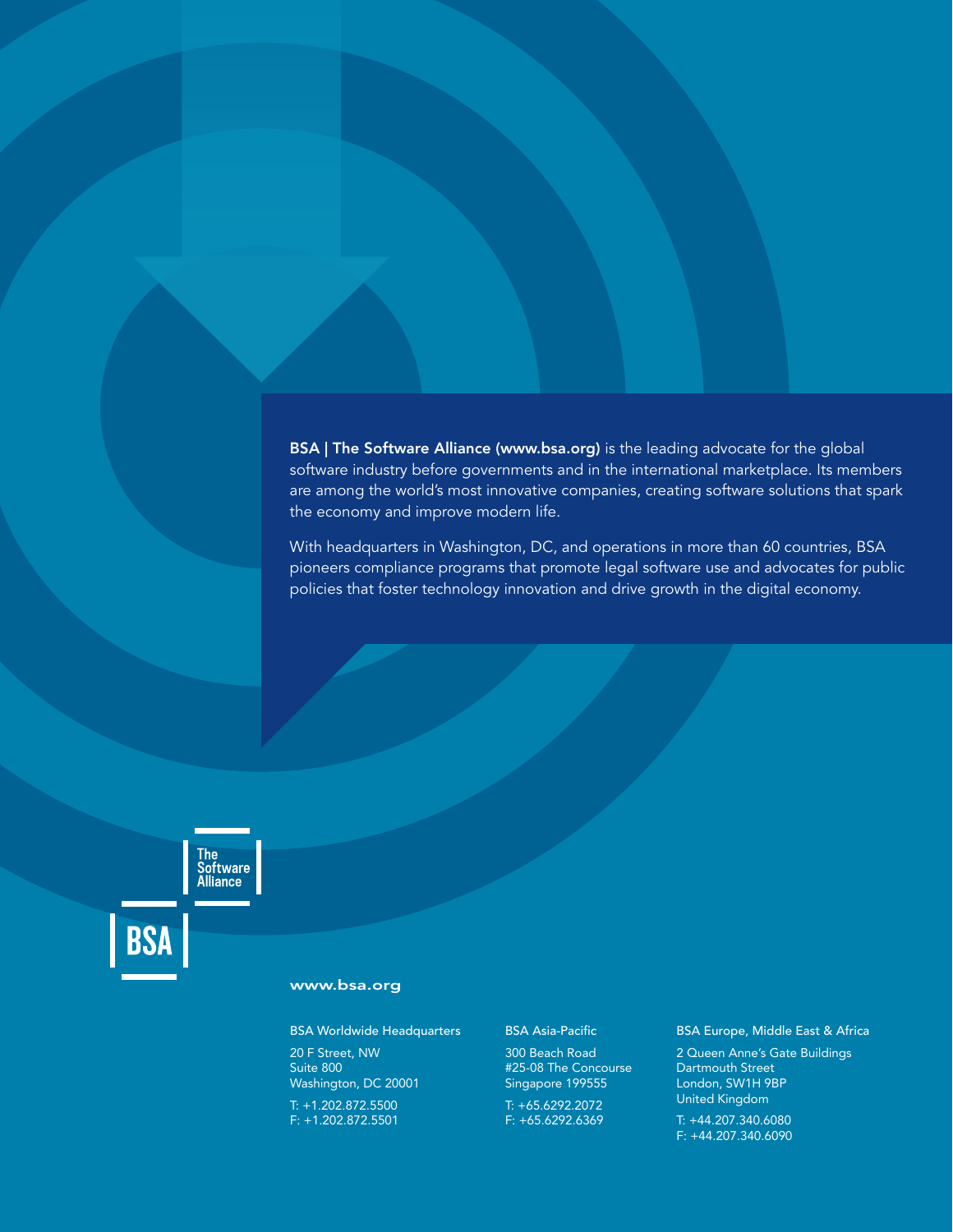**BSA | The Software Alliance (www.bsa.org)** is the leading advocate for the global software industry before governments and in the international marketplace. Its members are among the world's most innovative companies, creating software solutions that spark the economy and improve modern life.

With headquarters in Washington, DC, and operations in more than 60 countries, BSA pioneers compliance programs that promote legal software use and advocates for public policies that foster technology innovation and drive growth in the digital economy.

The Software Alliance

BSA

**www.bsa.org**

BSA Worldwide Headquarters

20 F Street, NW
Suite 800
Washington, DC 20001

T: +1.202.872.5500
F: +1.202.872.5501

BSA Asia-Pacific

300 Beach Road
#25-08 The Concourse
Singapore 199555

T: +65.6292.2072
F: +65.6292.6369

BSA Europe, Middle East & Africa

2 Queen Anne's Gate Buildings
Dartmouth Street
London, SW1H 9BP
United Kingdom

T: +44.207.340.6080
F: +44.207.340.6090